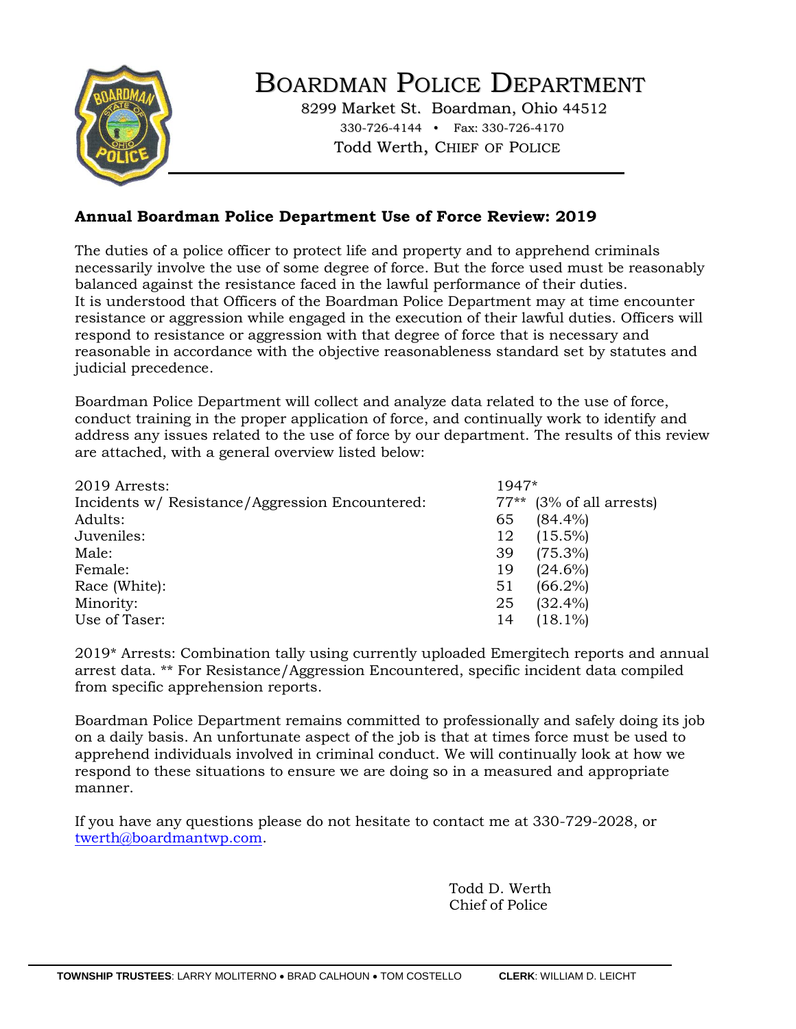# Boardman Police Department

8299 Market St. Boardman, Ohio 44512

330-726-4144 • Fax: 330-726-4170

Todd Werth, Chief of Police

## Annual Boardman Police Department Use of Force Review: 2019

The duties of a police officer to protect life and property and to apprehend criminals necessarily involve the use of some degree of force. But the force used must be reasonably balanced against the resistance faced in the lawful performance of their duties. It is understood that Officers of the Boardman Police Department may at time encounter resistance or aggression while engaged in the execution of their lawful duties. Officers will respond to resistance or aggression with that degree of force that is necessary and reasonable in accordance with the objective reasonableness standard set by statutes and judicial precedence.

Boardman Police Department will collect and analyze data related to the use of force, conduct training in the proper application of force, and continually work to identify and address any issues related to the use of force by our department. The results of this review are attached, with a general overview listed below:

| | | |
|---|---|---|
| 2019 Arrests: | 1947* | |
| Incidents w/ Resistance/Aggression Encountered: | 77** | (3% of all arrests) |
| Adults: | 65 | (84.4%) |
| Juveniles: | 12 | (15.5%) |
| Male: | 39 | (75.3%) |
| Female: | 19 | (24.6%) |
| Race (White): | 51 | (66.2%) |
| Minority: | 25 | (32.4%) |
| Use of Taser: | 14 | (18.1%) |

2019* Arrests: Combination tally using currently uploaded Emergitech reports and annual arrest data. ** For Resistance/Aggression Encountered, specific incident data compiled from specific apprehension reports.

Boardman Police Department remains committed to professionally and safely doing its job on a daily basis. An unfortunate aspect of the job is that at times force must be used to apprehend individuals involved in criminal conduct. We will continually look at how we respond to these situations to ensure we are doing so in a measured and appropriate manner.

If you have any questions please do not hesitate to contact me at 330-729-2028, or twerth@boardmantwp.com.

Todd D. Werth
Chief of Police

**TOWNSHIP TRUSTEES**: LARRY MOLITERNO • BRAD CALHOUN • TOM COSTELLO **CLERK**: WILLIAM D. LEICHT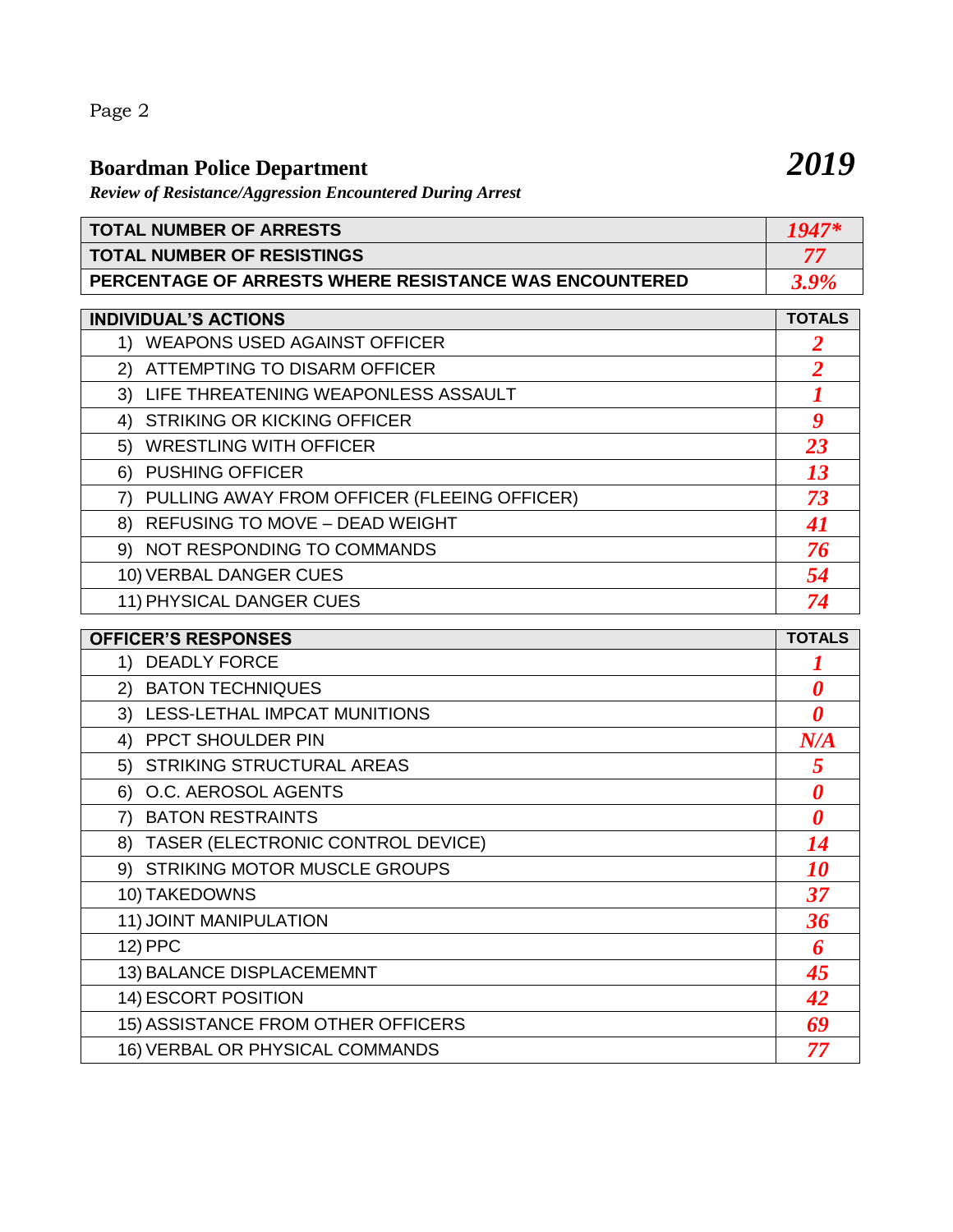## Boardman Police Department *2019*

***Review of Resistance/Aggression Encountered During Arrest***

| TOTAL NUMBER OF ARRESTS | *1947** |
|---|---|
| TOTAL NUMBER OF RESISTINGS | *77* |
| PERCENTAGE OF ARRESTS WHERE RESISTANCE WAS ENCOUNTERED | *3.9%* |

| INDIVIDUAL'S ACTIONS | TOTALS |
|---|---|
| 1) WEAPONS USED AGAINST OFFICER | *2* |
| 2) ATTEMPTING TO DISARM OFFICER | *2* |
| 3) LIFE THREATENING WEAPONLESS ASSAULT | *1* |
| 4) STRIKING OR KICKING OFFICER | *9* |
| 5) WRESTLING WITH OFFICER | *23* |
| 6) PUSHING OFFICER | *13* |
| 7) PULLING AWAY FROM OFFICER (FLEEING OFFICER) | *73* |
| 8) REFUSING TO MOVE – DEAD WEIGHT | *41* |
| 9) NOT RESPONDING TO COMMANDS | *76* |
| 10) VERBAL DANGER CUES | *54* |
| 11) PHYSICAL DANGER CUES | *74* |

| OFFICER'S RESPONSES | TOTALS |
|---|---|
| 1) DEADLY FORCE | *1* |
| 2) BATON TECHNIQUES | *0* |
| 3) LESS-LETHAL IMPCAT MUNITIONS | *0* |
| 4) PPCT SHOULDER PIN | *N/A* |
| 5) STRIKING STRUCTURAL AREAS | *5* |
| 6) O.C. AEROSOL AGENTS | *0* |
| 7) BATON RESTRAINTS | *0* |
| 8) TASER (ELECTRONIC CONTROL DEVICE) | *14* |
| 9) STRIKING MOTOR MUSCLE GROUPS | *10* |
| 10) TAKEDOWNS | *37* |
| 11) JOINT MANIPULATION | *36* |
| 12) PPC | *6* |
| 13) BALANCE DISPLACEMEMNT | *45* |
| 14) ESCORT POSITION | *42* |
| 15) ASSISTANCE FROM OTHER OFFICERS | *69* |
| 16) VERBAL OR PHYSICAL COMMANDS | *77* |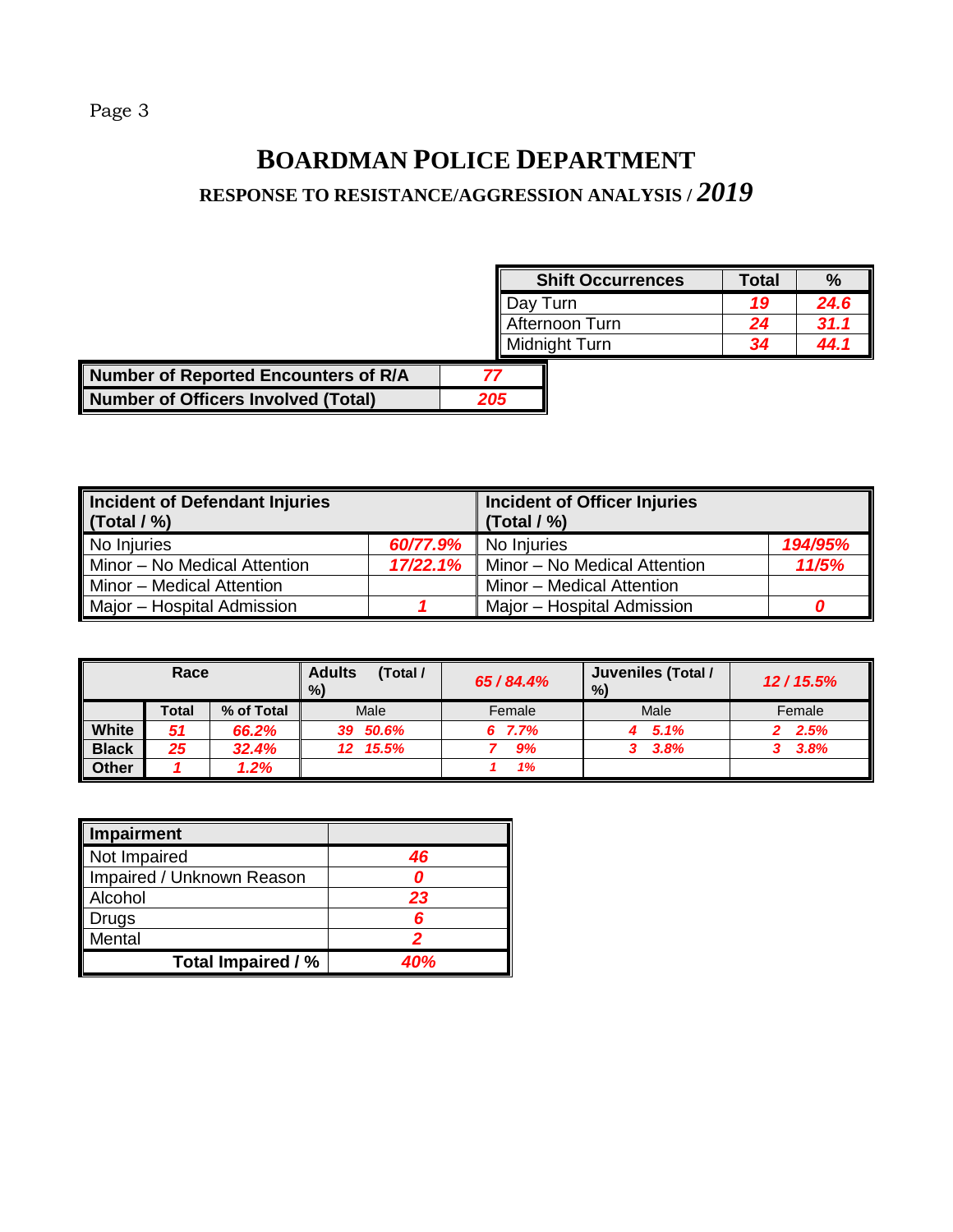# BOARDMAN POLICE DEPARTMENT

## RESPONSE TO RESISTANCE/AGGRESSION ANALYSIS / *2019*

| Shift Occurrences | Total | % |
|---|---|---|
| Day Turn | *19* | *24.6* |
| Afternoon Turn | *24* | *31.1* |
| Midnight Turn | *34* | *44.1* |

| | |
|---|---|
| **Number of Reported Encounters of R/A** | *77* |
| **Number of Officers Involved (Total)** | *205* |

| Incident of Defendant Injuries (Total / %) | | Incident of Officer Injuries (Total / %) | |
|---|---|---|---|
| No Injuries | *60/77.9%* | No Injuries | *194/95%* |
| Minor – No Medical Attention | *17/22.1%* | Minor – No Medical Attention | *11/5%* |
| Minor – Medical Attention | | Minor – Medical Attention | |
| Major – Hospital Admission | *1* | Major – Hospital Admission | *0* |

| Race | | | Adults (Total / %) | *65 / 84.4%* | Juveniles (Total / %) | *12 / 15.5%* |
|---|---|---|---|---|---|---|
| | **Total** | **% of Total** | Male | Female | Male | Female |
| **White** | *51* | *66.2%* | *39 50.6%* | *6 7.7%* | *4 5.1%* | *2 2.5%* |
| **Black** | *25* | *32.4%* | *12 15.5%* | *7 9%* | *3 3.8%* | *3 3.8%* |
| **Other** | *1* | *1.2%* | | *1 1%* | | |

| Impairment | |
|---|---|
| Not Impaired | *46* |
| Impaired / Unknown Reason | *0* |
| Alcohol | *23* |
| Drugs | *6* |
| Mental | *2* |
| **Total Impaired / %** | *40%* |